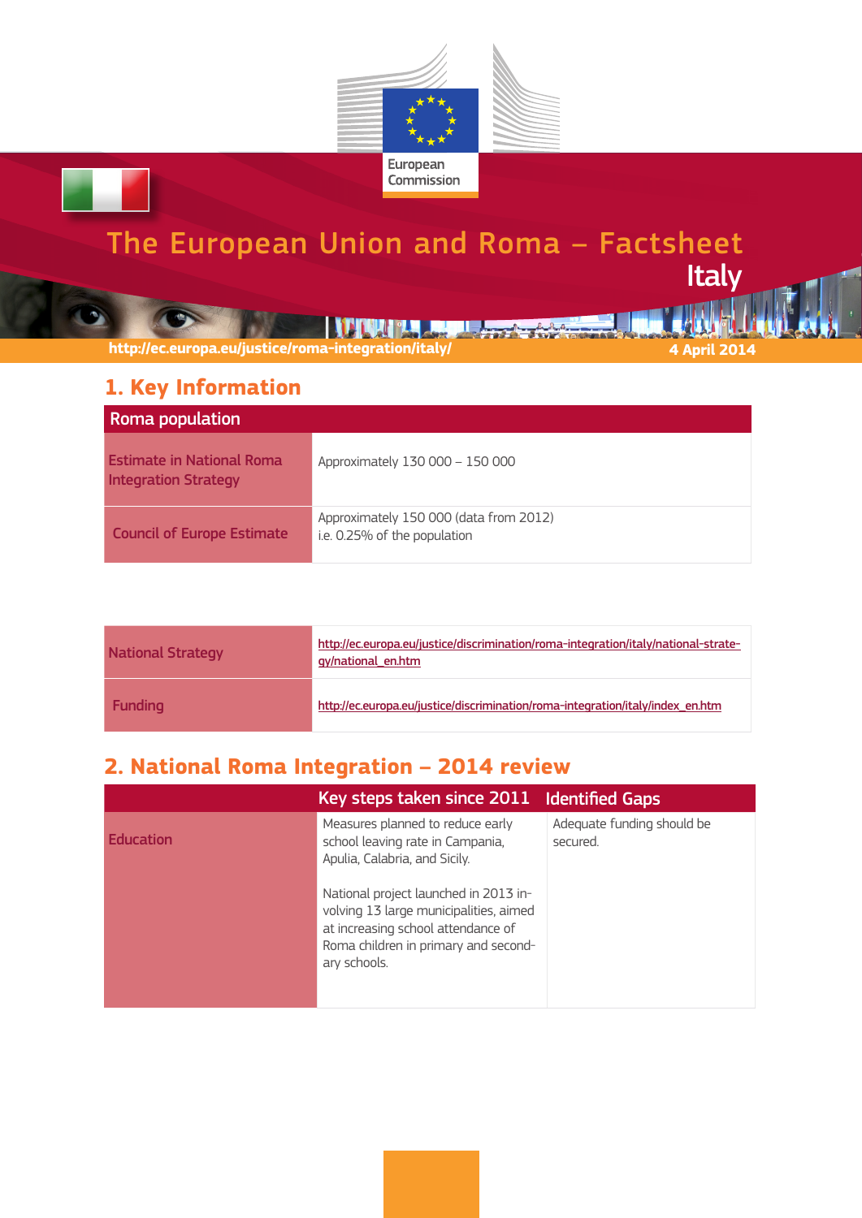European Commission

# The European Union and Roma – Factsheet

# Italy

http://ec.europa.eu/justice/roma-integration/italy/

4 April 2014

## 1. Key Information

| Roma population | |
|---|---|
| Estimate in National Roma Integration Strategy | Approximately 130 000 – 150 000 |
| Council of Europe Estimate | Approximately 150 000 (data from 2012) i.e. 0.25% of the population |

| | |
|---|---|
| National Strategy | http://ec.europa.eu/justice/discrimination/roma-integration/italy/national-strategy/national_en.htm |
| Funding | http://ec.europa.eu/justice/discrimination/roma-integration/italy/index_en.htm |

## 2. National Roma Integration – 2014 review

| | Key steps taken since 2011 | Identified Gaps |
|---|---|---|
| Education | Measures planned to reduce early school leaving rate in Campania, Apulia, Calabria, and Sicily.<br><br>National project launched in 2013 involving 13 large municipalities, aimed at increasing school attendance of Roma children in primary and secondary schools. | Adequate funding should be secured. |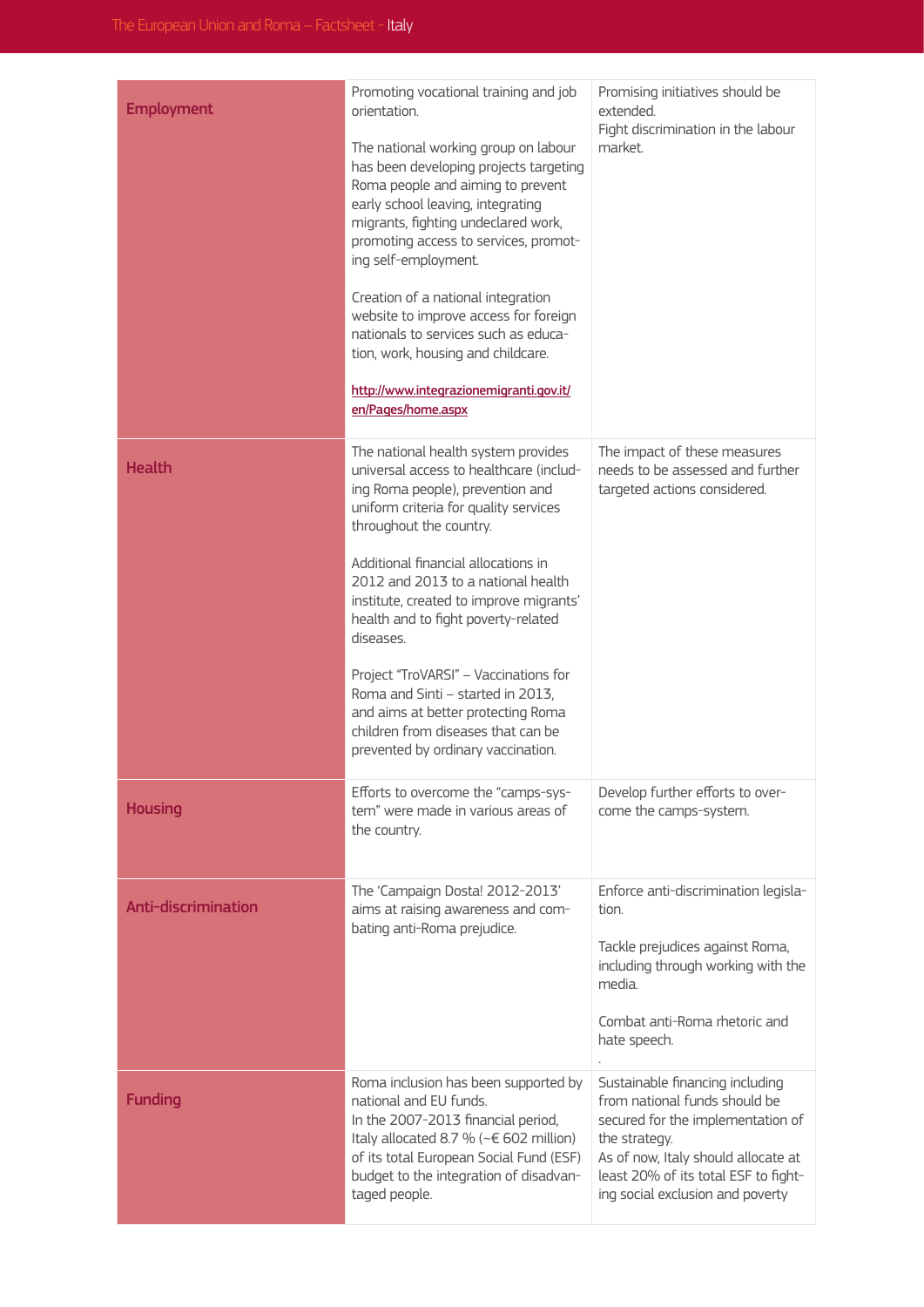| | | |
|---|---|---|
| **Employment** | Promoting vocational training and job orientation.<br><br>The national working group on labour has been developing projects targeting Roma people and aiming to prevent early school leaving, integrating migrants, fighting undeclared work, promoting access to services, promoting self-employment.<br><br>Creation of a national integration website to improve access for foreign nationals to services such as education, work, housing and childcare.<br><br>http://www.integrazionemigranti.gov.it/en/Pages/home.aspx | Promising initiatives should be extended.<br>Fight discrimination in the labour market. |
| **Health** | The national health system provides universal access to healthcare (including Roma people), prevention and uniform criteria for quality services throughout the country.<br><br>Additional financial allocations in 2012 and 2013 to a national health institute, created to improve migrants' health and to fight poverty-related diseases.<br><br>Project "TroVARSI" – Vaccinations for Roma and Sinti – started in 2013, and aims at better protecting Roma children from diseases that can be prevented by ordinary vaccination. | The impact of these measures needs to be assessed and further targeted actions considered. |
| **Housing** | Efforts to overcome the "camps-system" were made in various areas of the country. | Develop further efforts to overcome the camps-system. |
| **Anti-discrimination** | The 'Campaign Dosta! 2012-2013' aims at raising awareness and combating anti-Roma prejudice. | Enforce anti-discrimination legislation.<br><br>Tackle prejudices against Roma, including through working with the media.<br><br>Combat anti-Roma rhetoric and hate speech.<br>. |
| **Funding** | Roma inclusion has been supported by national and EU funds.<br>In the 2007-2013 financial period, Italy allocated 8.7 % (~€ 602 million) of its total European Social Fund (ESF) budget to the integration of disadvantaged people. | Sustainable financing including from national funds should be secured for the implementation of the strategy.<br>As of now, Italy should allocate at least 20% of its total ESF to fighting social exclusion and poverty |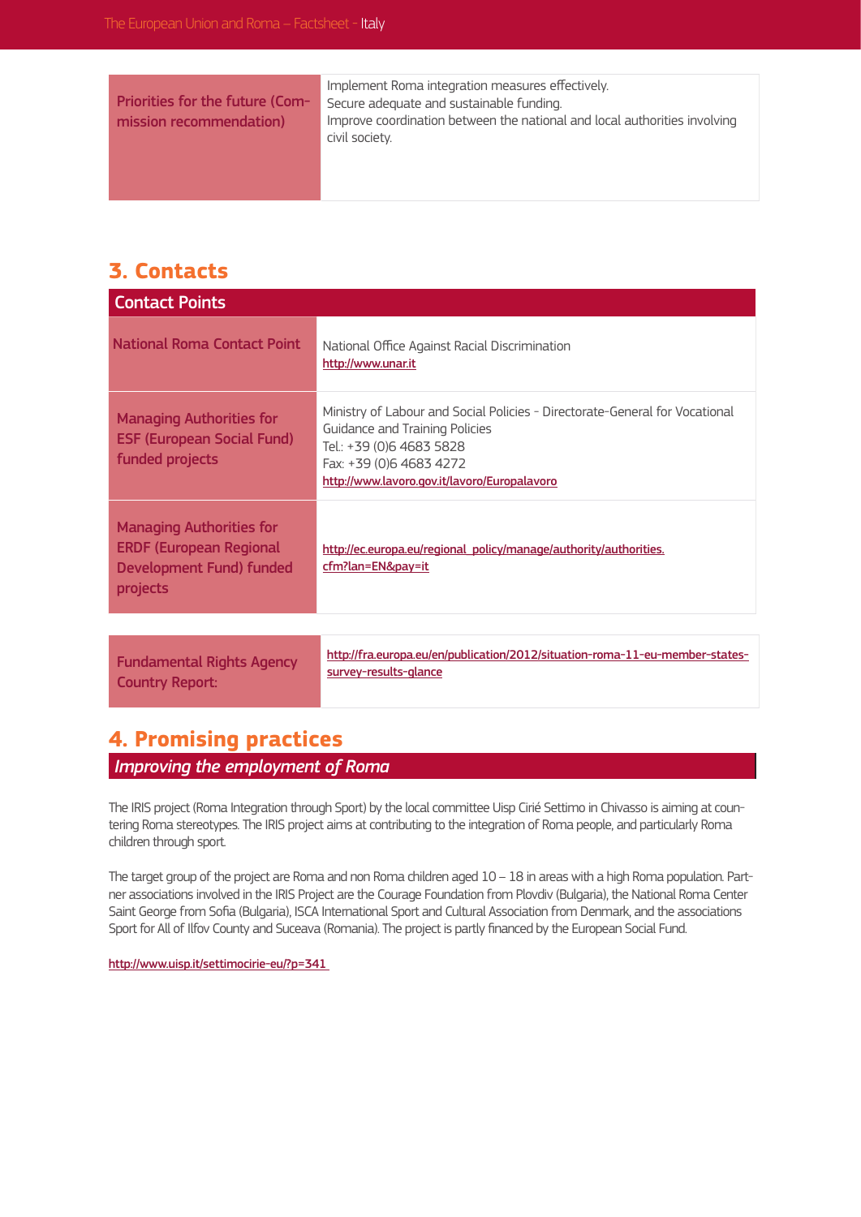| | |
|---|---|
| Priorities for the future (Commission recommendation) | Implement Roma integration measures effectively.<br>Secure adequate and sustainable funding.<br>Improve coordination between the national and local authorities involving civil society. |

## 3. Contacts

| Contact Points | |
|---|---|
| National Roma Contact Point | National Office Against Racial Discrimination<br>http://www.unar.it |
| Managing Authorities for ESF (European Social Fund) funded projects | Ministry of Labour and Social Policies - Directorate-General for Vocational Guidance and Training Policies<br>Tel.: +39 (0)6 4683 5828<br>Fax: +39 (0)6 4683 4272<br>http://www.lavoro.gov.it/lavoro/Europalavoro |
| Managing Authorities for ERDF (European Regional Development Fund) funded projects | http://ec.europa.eu/regional_policy/manage/authority/authorities.cfm?lan=EN&pay=it |

| | |
|---|---|
| Fundamental Rights Agency Country Report: | http://fra.europa.eu/en/publication/2012/situation-roma-11-eu-member-states-survey-results-glance |

## 4. Promising practices

### *Improving the employment of Roma*

The IRIS project (Roma Integration through Sport) by the local committee Uisp Cirié Settimo in Chivasso is aiming at countering Roma stereotypes. The IRIS project aims at contributing to the integration of Roma people, and particularly Roma children through sport.

The target group of the project are Roma and non Roma children aged 10 – 18 in areas with a high Roma population. Partner associations involved in the IRIS Project are the Courage Foundation from Plovdiv (Bulgaria), the National Roma Center Saint George from Sofia (Bulgaria), ISCA International Sport and Cultural Association from Denmark, and the associations Sport for All of Ilfov County and Suceava (Romania). The project is partly financed by the European Social Fund.

http://www.uisp.it/settimocirie-eu/?p=341